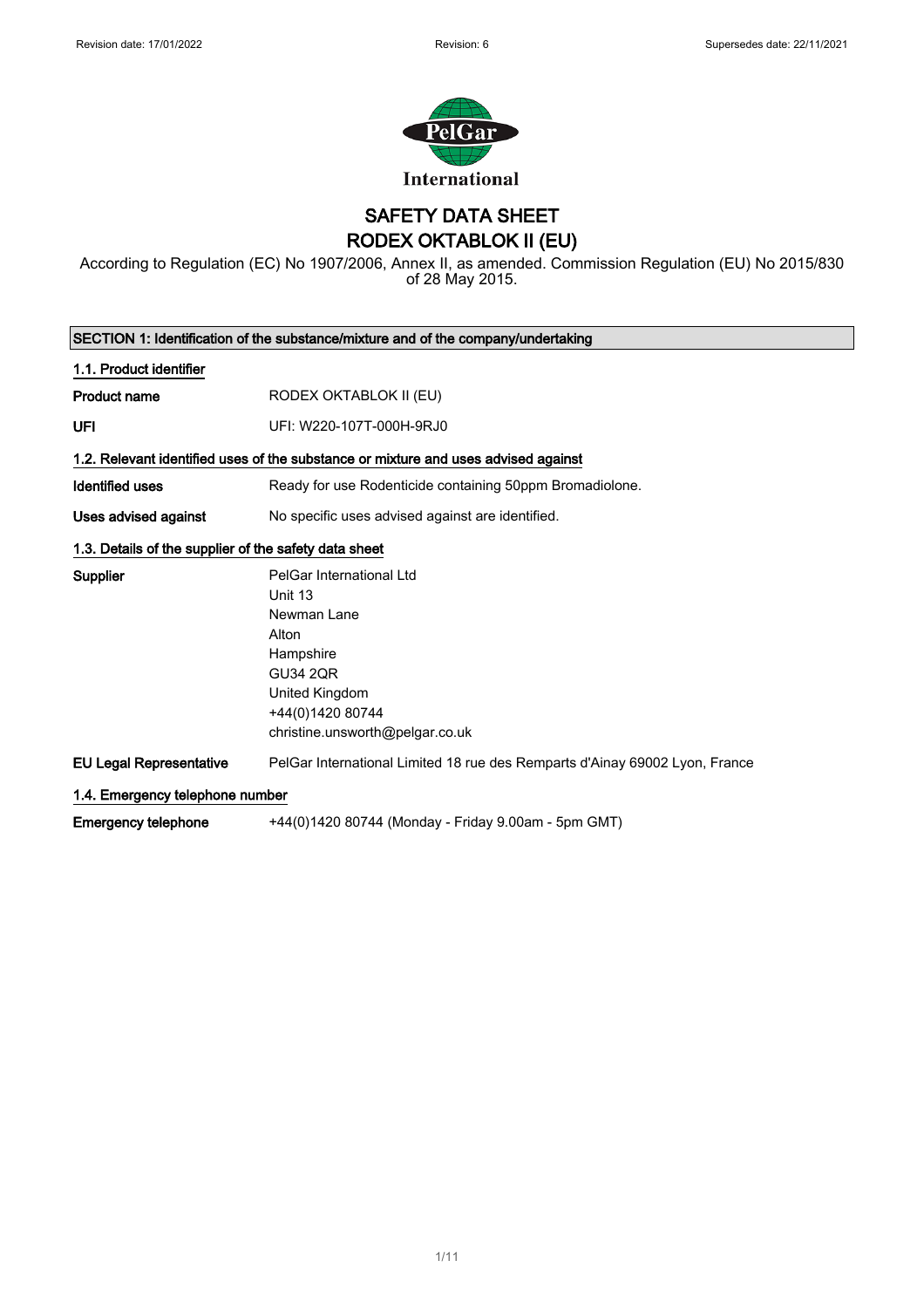Revision date: 17/01/2022 Revision: 6 Supersedes date: 22/11/2021

PelGar International

# SAFETY DATA SHEET
# RODEX OKTABLOK II (EU)

According to Regulation (EC) No 1907/2006, Annex II, as amended. Commission Regulation (EU) No 2015/830 of 28 May 2015.

## SECTION 1: Identification of the substance/mixture and of the company/undertaking

### 1.1. Product identifier

**Product name** RODEX OKTABLOK II (EU)

**UFI** UFI: W220-107T-000H-9RJ0

### 1.2. Relevant identified uses of the substance or mixture and uses advised against

**Identified uses** Ready for use Rodenticide containing 50ppm Bromadiolone.

**Uses advised against** No specific uses advised against are identified.

### 1.3. Details of the supplier of the safety data sheet

**Supplier**
PelGar International Ltd
Unit 13
Newman Lane
Alton
Hampshire
GU34 2QR
United Kingdom
+44(0)1420 80744
christine.unsworth@pelgar.co.uk

**EU Legal Representative** PelGar International Limited 18 rue des Remparts d'Ainay 69002 Lyon, France

### 1.4. Emergency telephone number

**Emergency telephone** +44(0)1420 80744 (Monday - Friday 9.00am - 5pm GMT)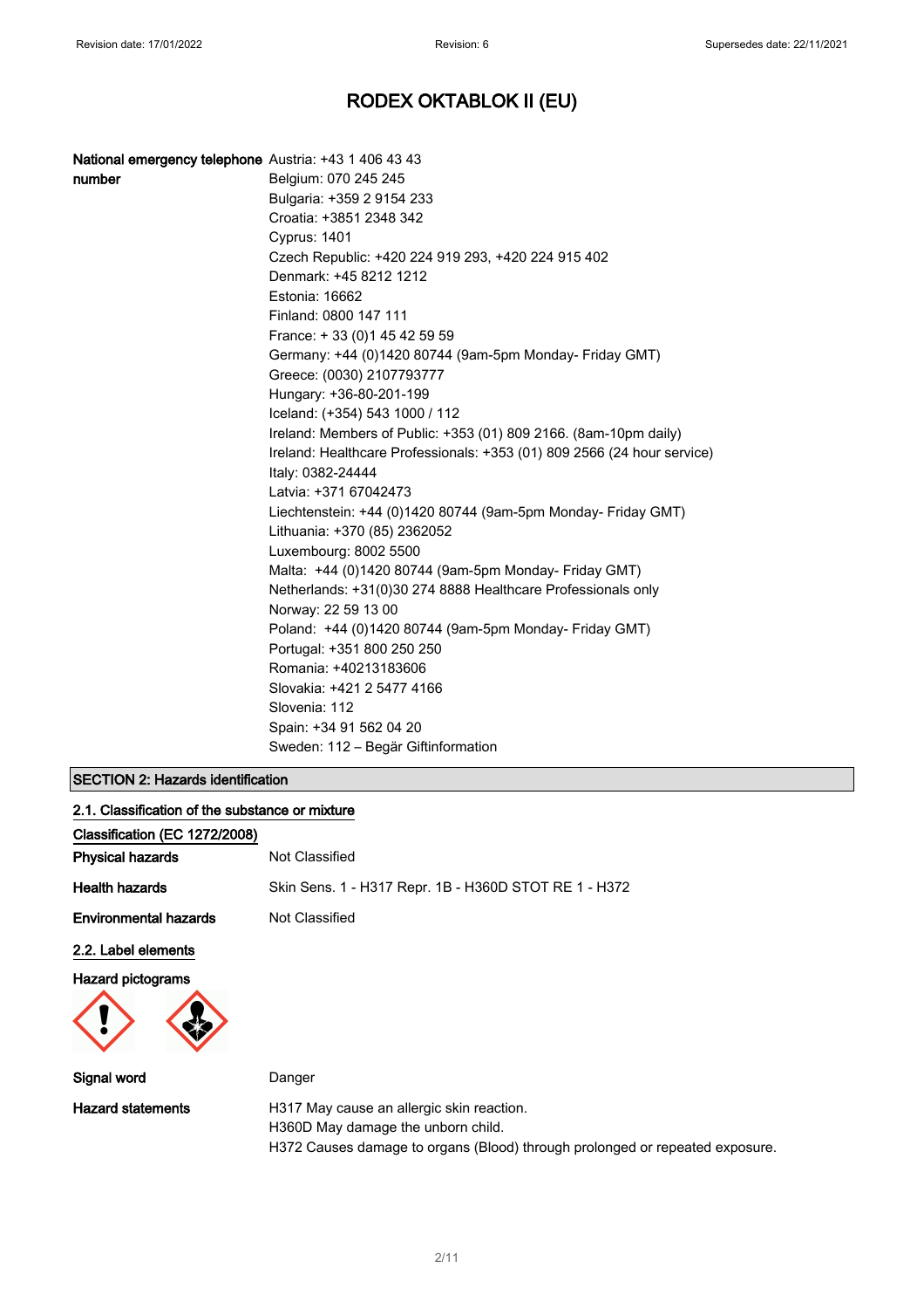# RODEX OKTABLOK II (EU)

**National emergency telephone number**

Austria: +43 1 406 43 43
Belgium: 070 245 245
Bulgaria: +359 2 9154 233
Croatia: +3851 2348 342
Cyprus: 1401
Czech Republic: +420 224 919 293, +420 224 915 402
Denmark: +45 8212 1212
Estonia: 16662
Finland: 0800 147 111
France: + 33 (0)1 45 42 59 59
Germany: +44 (0)1420 80744 (9am-5pm Monday- Friday GMT)
Greece: (0030) 2107793777
Hungary: +36-80-201-199
Iceland: (+354) 543 1000 / 112
Ireland: Members of Public: +353 (01) 809 2166. (8am-10pm daily)
Ireland: Healthcare Professionals: +353 (01) 809 2566 (24 hour service)
Italy: 0382-24444
Latvia: +371 67042473
Liechtenstein: +44 (0)1420 80744 (9am-5pm Monday- Friday GMT)
Lithuania: +370 (85) 2362052
Luxembourg: 8002 5500
Malta: +44 (0)1420 80744 (9am-5pm Monday- Friday GMT)
Netherlands: +31(0)30 274 8888 Healthcare Professionals only
Norway: 22 59 13 00
Poland: +44 (0)1420 80744 (9am-5pm Monday- Friday GMT)
Portugal: +351 800 250 250
Romania: +40213183606
Slovakia: +421 2 5477 4166
Slovenia: 112
Spain: +34 91 562 04 20
Sweden: 112 – Begär Giftinformation

## SECTION 2: Hazards identification

### 2.1. Classification of the substance or mixture

**Classification (EC 1272/2008)**

**Physical hazards** Not Classified

**Health hazards** Skin Sens. 1 - H317 Repr. 1B - H360D STOT RE 1 - H372

**Environmental hazards** Not Classified

### 2.2. Label elements

**Hazard pictograms**

**Signal word** Danger

**Hazard statements**

H317 May cause an allergic skin reaction.
H360D May damage the unborn child.
H372 Causes damage to organs (Blood) through prolonged or repeated exposure.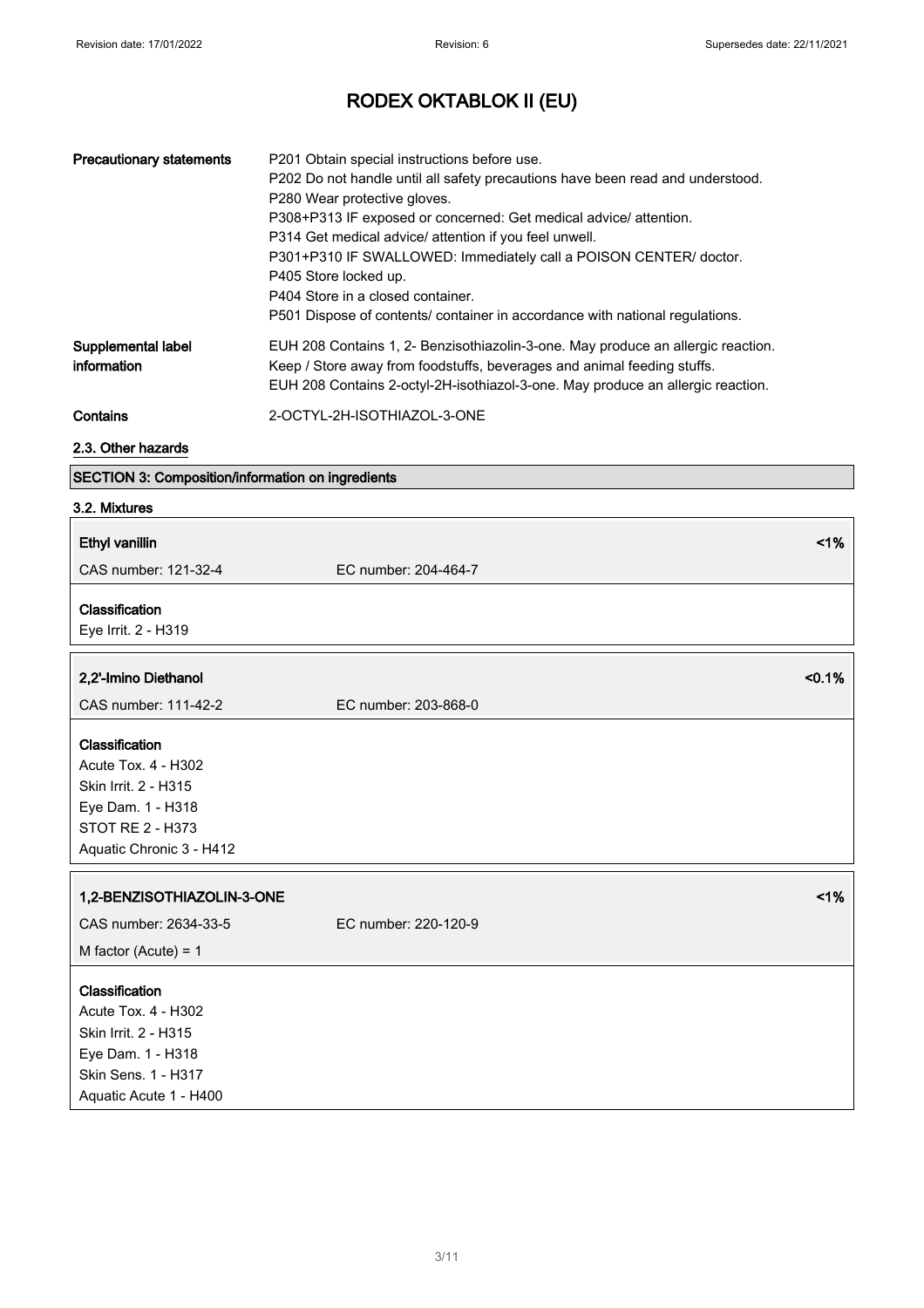| | |
|---|---|
| **Precautionary statements** | P201 Obtain special instructions before use.<br>P202 Do not handle until all safety precautions have been read and understood.<br>P280 Wear protective gloves.<br>P308+P313 IF exposed or concerned: Get medical advice/ attention.<br>P314 Get medical advice/ attention if you feel unwell.<br>P301+P310 IF SWALLOWED: Immediately call a POISON CENTER/ doctor.<br>P405 Store locked up.<br>P404 Store in a closed container.<br>P501 Dispose of contents/ container in accordance with national regulations. |
| **Supplemental label information** | EUH 208 Contains 1, 2- Benzisothiazolin-3-one. May produce an allergic reaction.<br>Keep / Store away from foodstuffs, beverages and animal feeding stuffs.<br>EUH 208 Contains 2-octyl-2H-isothiazol-3-one. May produce an allergic reaction. |
| **Contains** | 2-OCTYL-2H-ISOTHIAZOL-3-ONE |

### 2.3. Other hazards

## SECTION 3: Composition/information on ingredients

### 3.2. Mixtures

**Ethyl vanillin** <1%

CAS number: 121-32-4 EC number: 204-464-7

**Classification**
Eye Irrit. 2 - H319

**2,2'-Imino Diethanol** <0.1%

CAS number: 111-42-2 EC number: 203-868-0

**Classification**
Acute Tox. 4 - H302
Skin Irrit. 2 - H315
Eye Dam. 1 - H318
STOT RE 2 - H373
Aquatic Chronic 3 - H412

**1,2-BENZISOTHIAZOLIN-3-ONE** <1%

CAS number: 2634-33-5 EC number: 220-120-9

M factor (Acute) = 1

**Classification**
Acute Tox. 4 - H302
Skin Irrit. 2 - H315
Eye Dam. 1 - H318
Skin Sens. 1 - H317
Aquatic Acute 1 - H400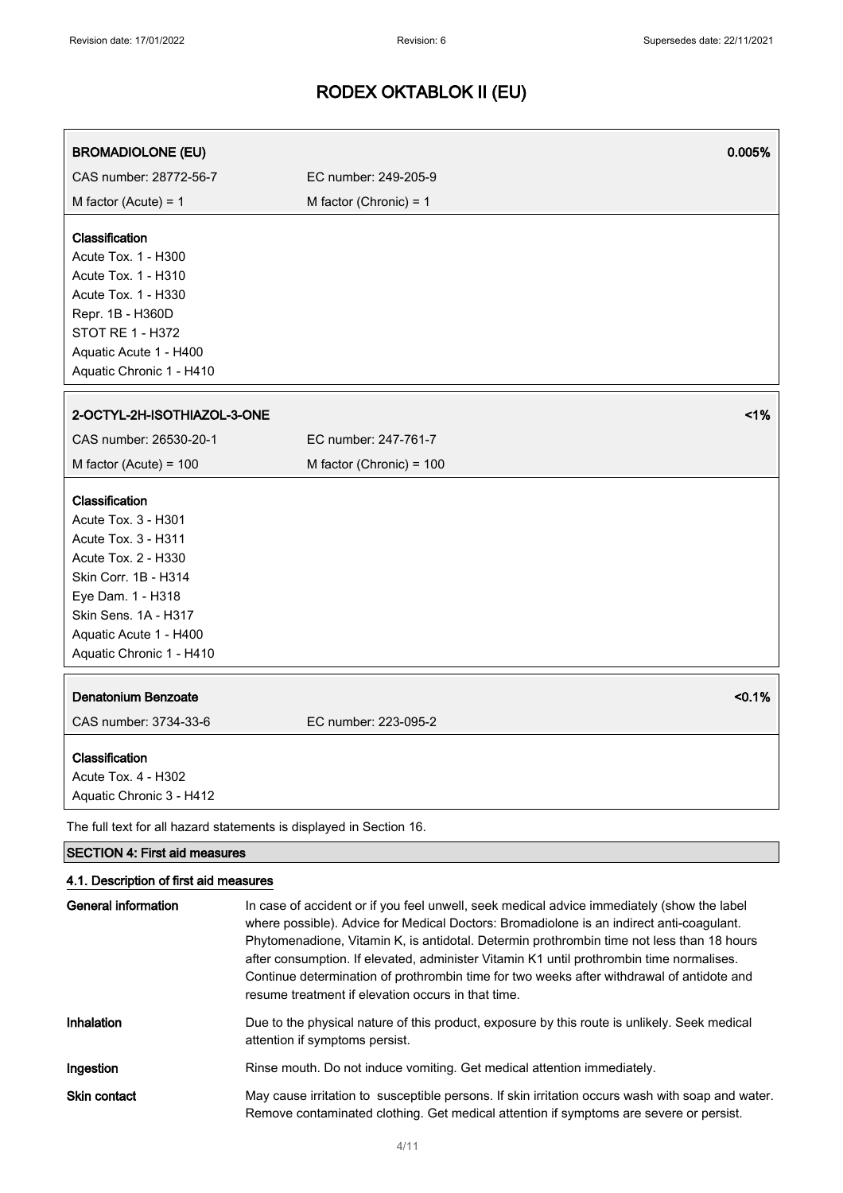| BROMADIOLONE (EU) | 0.005% |
|---|---|
| CAS number: 28772-56-7 | EC number: 249-205-9 |
| M factor (Acute) = 1 | M factor (Chronic) = 1 |

**Classification**
Acute Tox. 1 - H300
Acute Tox. 1 - H310
Acute Tox. 1 - H330
Repr. 1B - H360D
STOT RE 1 - H372
Aquatic Acute 1 - H400
Aquatic Chronic 1 - H410

| 2-OCTYL-2H-ISOTHIAZOL-3-ONE | <1% |
|---|---|
| CAS number: 26530-20-1 | EC number: 247-761-7 |
| M factor (Acute) = 100 | M factor (Chronic) = 100 |

**Classification**
Acute Tox. 3 - H301
Acute Tox. 3 - H311
Acute Tox. 2 - H330
Skin Corr. 1B - H314
Eye Dam. 1 - H318
Skin Sens. 1A - H317
Aquatic Acute 1 - H400
Aquatic Chronic 1 - H410

| Denatonium Benzoate | <0.1% |
|---|---|
| CAS number: 3734-33-6 | EC number: 223-095-2 |

**Classification**
Acute Tox. 4 - H302
Aquatic Chronic 3 - H412

The full text for all hazard statements is displayed in Section 16.

## SECTION 4: First aid measures

### 4.1. Description of first aid measures

| | |
|---|---|
| **General information** | In case of accident or if you feel unwell, seek medical advice immediately (show the label where possible). Advice for Medical Doctors: Bromadiolone is an indirect anti-coagulant. Phytomenadione, Vitamin K, is antidotal. Determin prothrombin time not less than 18 hours after consumption. If elevated, administer Vitamin K1 until prothrombin time normalises. Continue determination of prothrombin time for two weeks after withdrawal of antidote and resume treatment if elevation occurs in that time. |
| **Inhalation** | Due to the physical nature of this product, exposure by this route is unlikely. Seek medical attention if symptoms persist. |
| **Ingestion** | Rinse mouth. Do not induce vomiting. Get medical attention immediately. |
| **Skin contact** | May cause irritation to susceptible persons. If skin irritation occurs wash with soap and water. Remove contaminated clothing. Get medical attention if symptoms are severe or persist. |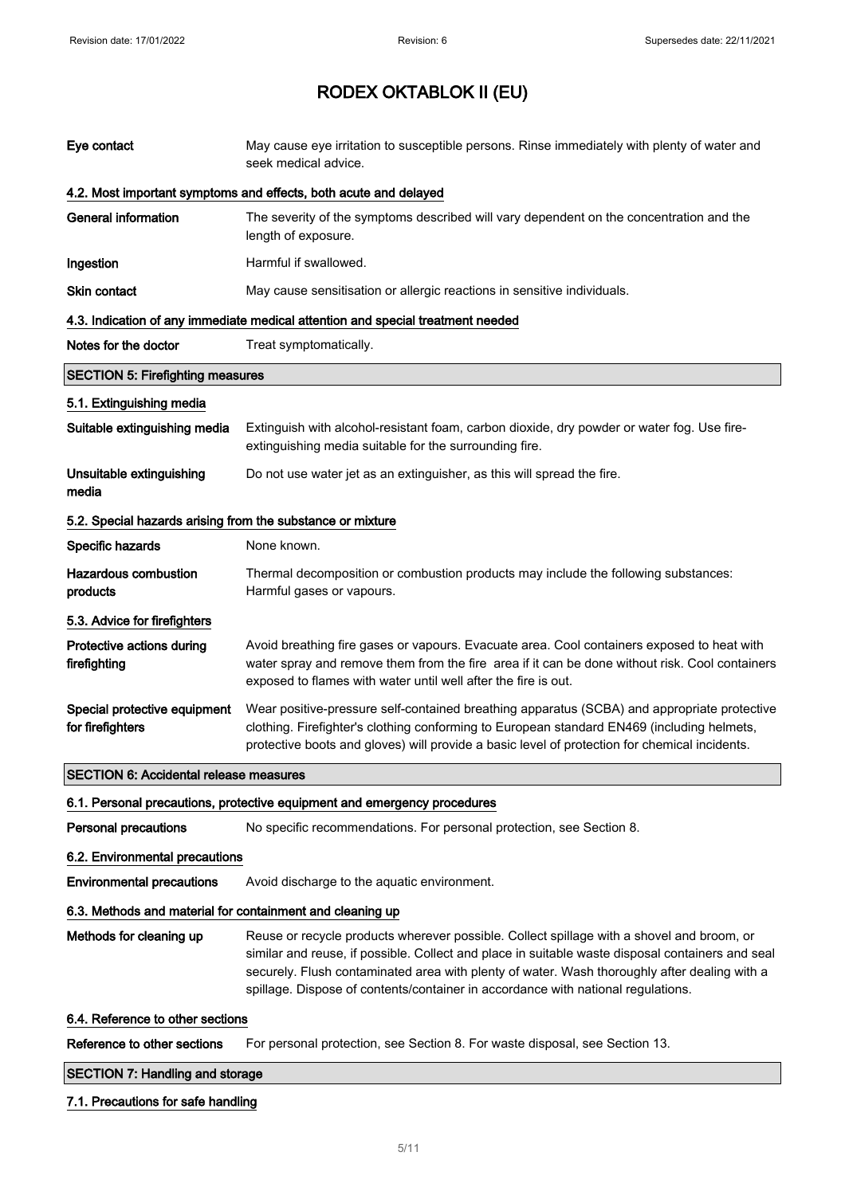| | |
|---|---|
| **Eye contact** | May cause eye irritation to susceptible persons. Rinse immediately with plenty of water and seek medical advice. |

### 4.2. Most important symptoms and effects, both acute and delayed

| | |
|---|---|
| **General information** | The severity of the symptoms described will vary dependent on the concentration and the length of exposure. |
| **Ingestion** | Harmful if swallowed. |
| **Skin contact** | May cause sensitisation or allergic reactions in sensitive individuals. |

### 4.3. Indication of any immediate medical attention and special treatment needed

| | |
|---|---|
| **Notes for the doctor** | Treat symptomatically. |

## SECTION 5: Firefighting measures

### 5.1. Extinguishing media

| | |
|---|---|
| **Suitable extinguishing media** | Extinguish with alcohol-resistant foam, carbon dioxide, dry powder or water fog. Use fire-extinguishing media suitable for the surrounding fire. |
| **Unsuitable extinguishing media** | Do not use water jet as an extinguisher, as this will spread the fire. |

### 5.2. Special hazards arising from the substance or mixture

| | |
|---|---|
| **Specific hazards** | None known. |
| **Hazardous combustion products** | Thermal decomposition or combustion products may include the following substances: Harmful gases or vapours. |

### 5.3. Advice for firefighters

| | |
|---|---|
| **Protective actions during firefighting** | Avoid breathing fire gases or vapours. Evacuate area. Cool containers exposed to heat with water spray and remove them from the fire area if it can be done without risk. Cool containers exposed to flames with water until well after the fire is out. |
| **Special protective equipment for firefighters** | Wear positive-pressure self-contained breathing apparatus (SCBA) and appropriate protective clothing. Firefighter's clothing conforming to European standard EN469 (including helmets, protective boots and gloves) will provide a basic level of protection for chemical incidents. |

## SECTION 6: Accidental release measures

### 6.1. Personal precautions, protective equipment and emergency procedures

| | |
|---|---|
| **Personal precautions** | No specific recommendations. For personal protection, see Section 8. |

### 6.2. Environmental precautions

| | |
|---|---|
| **Environmental precautions** | Avoid discharge to the aquatic environment. |

### 6.3. Methods and material for containment and cleaning up

| | |
|---|---|
| **Methods for cleaning up** | Reuse or recycle products wherever possible. Collect spillage with a shovel and broom, or similar and reuse, if possible. Collect and place in suitable waste disposal containers and seal securely. Flush contaminated area with plenty of water. Wash thoroughly after dealing with a spillage. Dispose of contents/container in accordance with national regulations. |

### 6.4. Reference to other sections

| | |
|---|---|
| **Reference to other sections** | For personal protection, see Section 8. For waste disposal, see Section 13. |

## SECTION 7: Handling and storage

### 7.1. Precautions for safe handling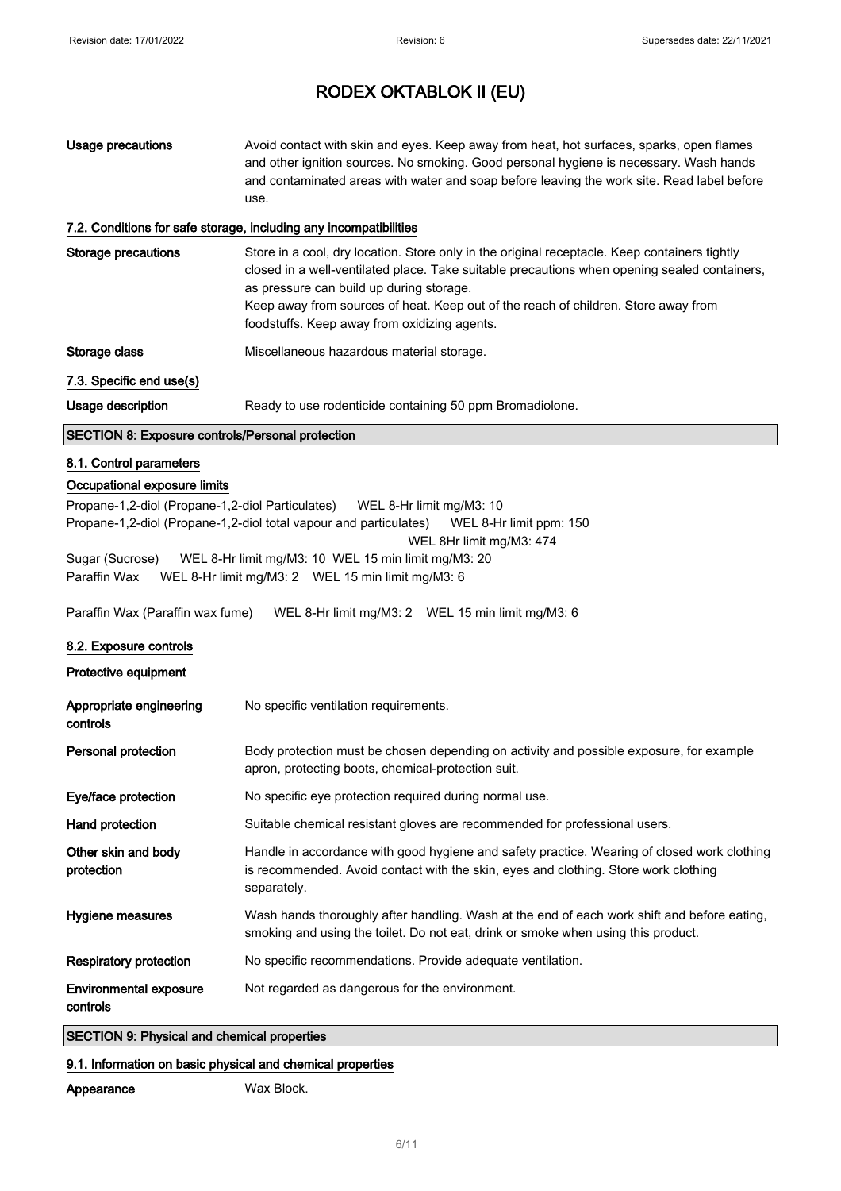| | |
|---|---|
| **Usage precautions** | Avoid contact with skin and eyes. Keep away from heat, hot surfaces, sparks, open flames and other ignition sources. No smoking. Good personal hygiene is necessary. Wash hands and contaminated areas with water and soap before leaving the work site. Read label before use. |

### 7.2. Conditions for safe storage, including any incompatibilities

| | |
|---|---|
| **Storage precautions** | Store in a cool, dry location. Store only in the original receptacle. Keep containers tightly closed in a well-ventilated place. Take suitable precautions when opening sealed containers, as pressure can build up during storage.<br>Keep away from sources of heat. Keep out of the reach of children. Store away from foodstuffs. Keep away from oxidizing agents. |
| **Storage class** | Miscellaneous hazardous material storage. |

### 7.3. Specific end use(s)

| | |
|---|---|
| **Usage description** | Ready to use rodenticide containing 50 ppm Bromadiolone. |

## SECTION 8: Exposure controls/Personal protection

### 8.1. Control parameters

**Occupational exposure limits**

Propane-1,2-diol (Propane-1,2-diol Particulates) WEL 8-Hr limit mg/M3: 10
Propane-1,2-diol (Propane-1,2-diol total vapour and particulates) WEL 8-Hr limit ppm: 150
WEL 8Hr limit mg/M3: 474
Sugar (Sucrose) WEL 8-Hr limit mg/M3: 10 WEL 15 min limit mg/M3: 20
Paraffin Wax WEL 8-Hr limit mg/M3: 2 WEL 15 min limit mg/M3: 6

Paraffin Wax (Paraffin wax fume) WEL 8-Hr limit mg/M3: 2 WEL 15 min limit mg/M3: 6

### 8.2. Exposure controls

**Protective equipment**

| | |
|---|---|
| **Appropriate engineering controls** | No specific ventilation requirements. |
| **Personal protection** | Body protection must be chosen depending on activity and possible exposure, for example apron, protecting boots, chemical-protection suit. |
| **Eye/face protection** | No specific eye protection required during normal use. |
| **Hand protection** | Suitable chemical resistant gloves are recommended for professional users. |
| **Other skin and body protection** | Handle in accordance with good hygiene and safety practice. Wearing of closed work clothing is recommended. Avoid contact with the skin, eyes and clothing. Store work clothing separately. |
| **Hygiene measures** | Wash hands thoroughly after handling. Wash at the end of each work shift and before eating, smoking and using the toilet. Do not eat, drink or smoke when using this product. |
| **Respiratory protection** | No specific recommendations. Provide adequate ventilation. |
| **Environmental exposure controls** | Not regarded as dangerous for the environment. |

## SECTION 9: Physical and chemical properties

### 9.1. Information on basic physical and chemical properties

| | |
|---|---|
| **Appearance** | Wax Block. |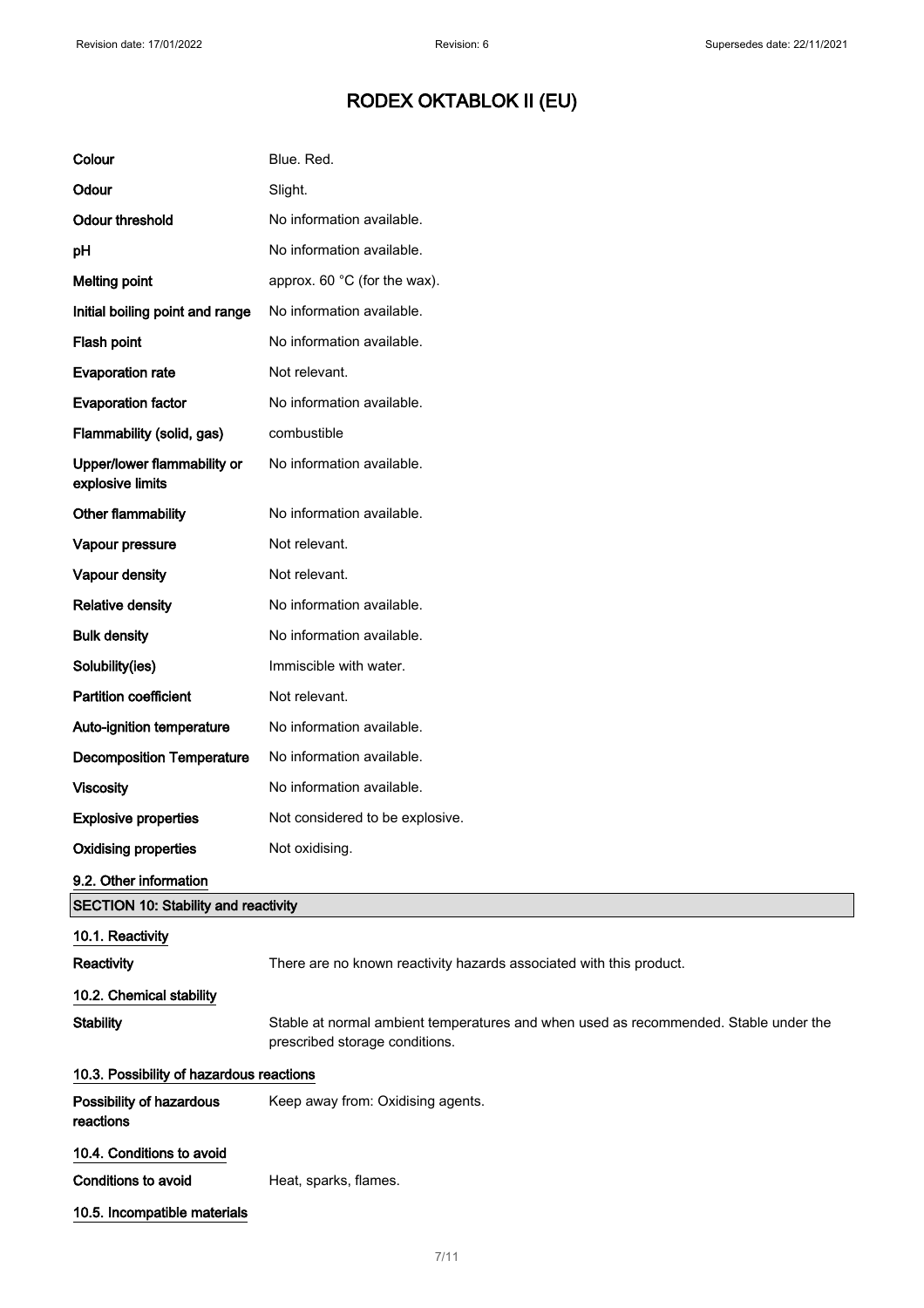# RODEX OKTABLOK II (EU)

| | |
|---|---|
| **Colour** | Blue. Red. |
| **Odour** | Slight. |
| **Odour threshold** | No information available. |
| **pH** | No information available. |
| **Melting point** | approx. 60 °C (for the wax). |
| **Initial boiling point and range** | No information available. |
| **Flash point** | No information available. |
| **Evaporation rate** | Not relevant. |
| **Evaporation factor** | No information available. |
| **Flammability (solid, gas)** | combustible |
| **Upper/lower flammability or explosive limits** | No information available. |
| **Other flammability** | No information available. |
| **Vapour pressure** | Not relevant. |
| **Vapour density** | Not relevant. |
| **Relative density** | No information available. |
| **Bulk density** | No information available. |
| **Solubility(ies)** | Immiscible with water. |
| **Partition coefficient** | Not relevant. |
| **Auto-ignition temperature** | No information available. |
| **Decomposition Temperature** | No information available. |
| **Viscosity** | No information available. |
| **Explosive properties** | Not considered to be explosive. |
| **Oxidising properties** | Not oxidising. |

### 9.2. Other information

## SECTION 10: Stability and reactivity

### 10.1. Reactivity

**Reactivity** There are no known reactivity hazards associated with this product.

### 10.2. Chemical stability

**Stability** Stable at normal ambient temperatures and when used as recommended. Stable under the prescribed storage conditions.

### 10.3. Possibility of hazardous reactions

**Possibility of hazardous reactions** Keep away from: Oxidising agents.

### 10.4. Conditions to avoid

**Conditions to avoid** Heat, sparks, flames.

### 10.5. Incompatible materials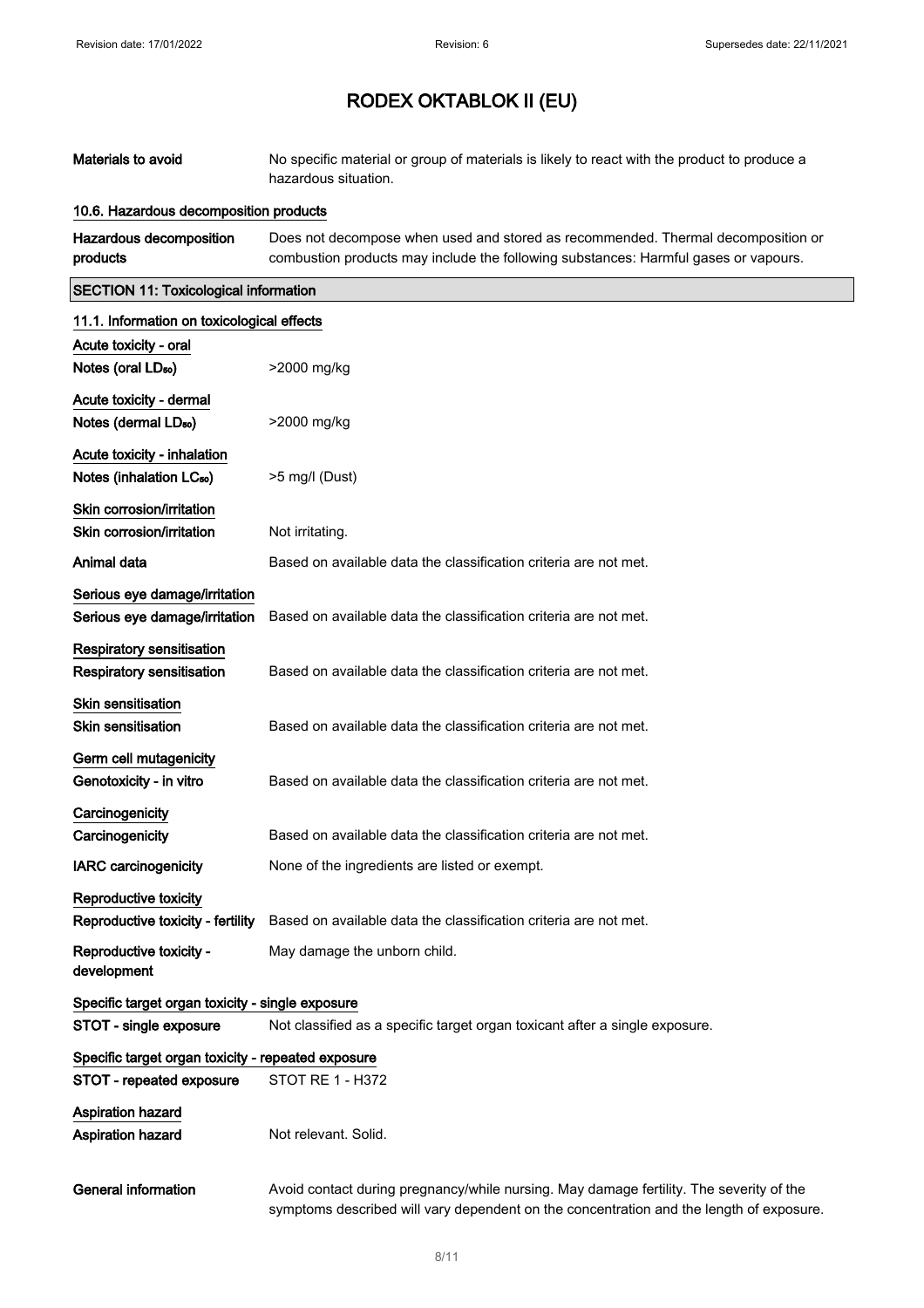| | |
|---|---|
| **Materials to avoid** | No specific material or group of materials is likely to react with the product to produce a hazardous situation. |

**10.6. Hazardous decomposition products**

| | |
|---|---|
| **Hazardous decomposition products** | Does not decompose when used and stored as recommended. Thermal decomposition or combustion products may include the following substances: Harmful gases or vapours. |

## SECTION 11: Toxicological information

**11.1. Information on toxicological effects**

**Acute toxicity - oral**

| | |
|---|---|
| **Notes (oral $LD_{50}$)** | >2000 mg/kg |

**Acute toxicity - dermal**

| | |
|---|---|
| **Notes (dermal $LD_{50}$)** | >2000 mg/kg |

**Acute toxicity - inhalation**

| | |
|---|---|
| **Notes (inhalation $LC_{50}$)** | >5 mg/l (Dust) |

**Skin corrosion/irritation**

| | |
|---|---|
| **Skin corrosion/irritation** | Not irritating. |
| **Animal data** | Based on available data the classification criteria are not met. |

**Serious eye damage/irritation**

| | |
|---|---|
| **Serious eye damage/irritation** | Based on available data the classification criteria are not met. |

**Respiratory sensitisation**

| | |
|---|---|
| **Respiratory sensitisation** | Based on available data the classification criteria are not met. |

**Skin sensitisation**

| | |
|---|---|
| **Skin sensitisation** | Based on available data the classification criteria are not met. |

**Germ cell mutagenicity**

| | |
|---|---|
| **Genotoxicity - in vitro** | Based on available data the classification criteria are not met. |

**Carcinogenicity**

| | |
|---|---|
| **Carcinogenicity** | Based on available data the classification criteria are not met. |
| **IARC carcinogenicity** | None of the ingredients are listed or exempt. |

**Reproductive toxicity**

| | |
|---|---|
| **Reproductive toxicity - fertility** | Based on available data the classification criteria are not met. |
| **Reproductive toxicity - development** | May damage the unborn child. |

**Specific target organ toxicity - single exposure**

| | |
|---|---|
| **STOT - single exposure** | Not classified as a specific target organ toxicant after a single exposure. |

**Specific target organ toxicity - repeated exposure**

| | |
|---|---|
| **STOT - repeated exposure** | STOT RE 1 - H372 |

**Aspiration hazard**

| | |
|---|---|
| **Aspiration hazard** | Not relevant. Solid. |
| **General information** | Avoid contact during pregnancy/while nursing. May damage fertility. The severity of the symptoms described will vary dependent on the concentration and the length of exposure. |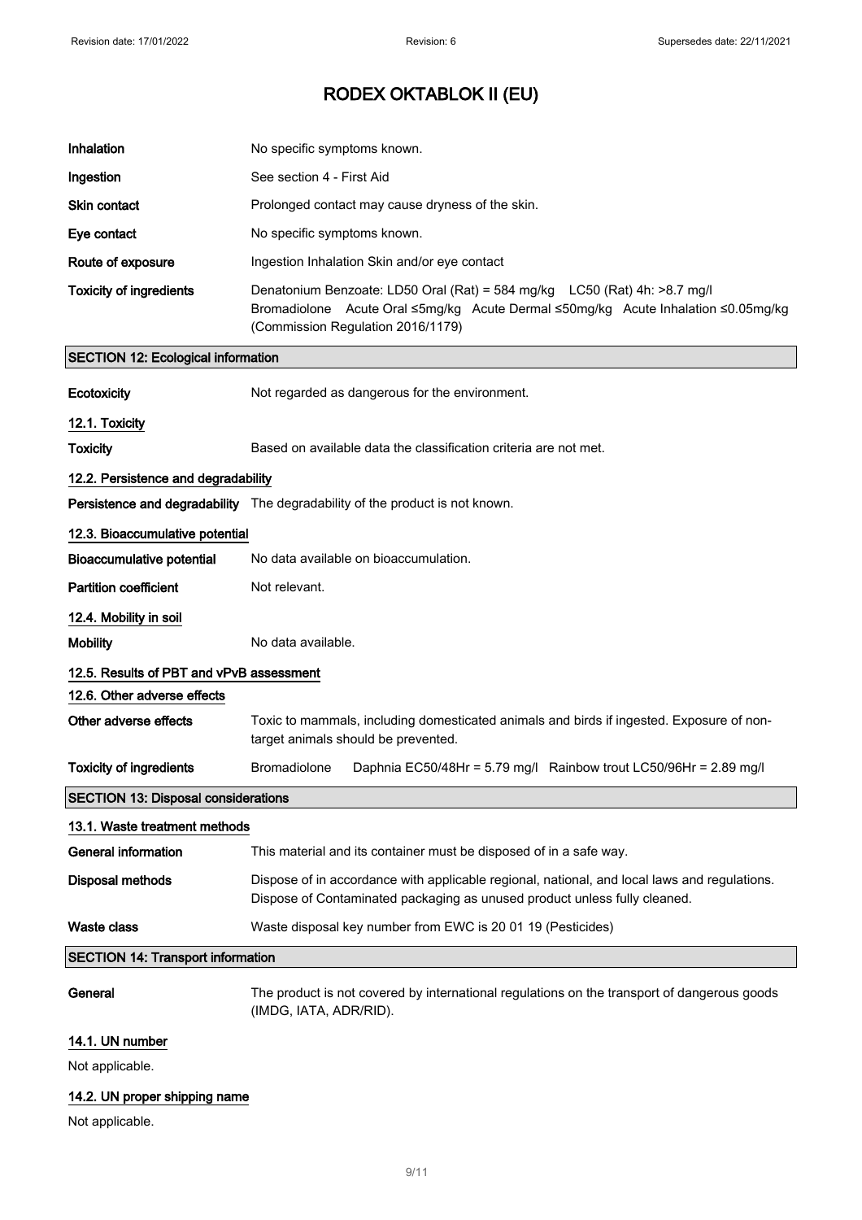| | |
|---|---|
| **Inhalation** | No specific symptoms known. |
| **Ingestion** | See section 4 - First Aid |
| **Skin contact** | Prolonged contact may cause dryness of the skin. |
| **Eye contact** | No specific symptoms known. |
| **Route of exposure** | Ingestion Inhalation Skin and/or eye contact |
| **Toxicity of ingredients** | Denatonium Benzoate: LD50 Oral (Rat) = 584 mg/kg LC50 (Rat) 4h: >8.7 mg/l Bromadiolone Acute Oral ≤5mg/kg Acute Dermal ≤50mg/kg Acute Inhalation ≤0.05mg/kg (Commission Regulation 2016/1179) |

## SECTION 12: Ecological information

| | |
|---|---|
| **Ecotoxicity** | Not regarded as dangerous for the environment. |

### 12.1. Toxicity

| | |
|---|---|
| **Toxicity** | Based on available data the classification criteria are not met. |

### 12.2. Persistence and degradability

| | |
|---|---|
| **Persistence and degradability** | The degradability of the product is not known. |

### 12.3. Bioaccumulative potential

| | |
|---|---|
| **Bioaccumulative potential** | No data available on bioaccumulation. |
| **Partition coefficient** | Not relevant. |

### 12.4. Mobility in soil

| | |
|---|---|
| **Mobility** | No data available. |

### 12.5. Results of PBT and vPvB assessment

### 12.6. Other adverse effects

| | |
|---|---|
| **Other adverse effects** | Toxic to mammals, including domesticated animals and birds if ingested. Exposure of non-target animals should be prevented. |
| **Toxicity of ingredients** | Bromadiolone Daphnia EC50/48Hr = 5.79 mg/l Rainbow trout LC50/96Hr = 2.89 mg/l |

## SECTION 13: Disposal considerations

### 13.1. Waste treatment methods

| | |
|---|---|
| **General information** | This material and its container must be disposed of in a safe way. |
| **Disposal methods** | Dispose of in accordance with applicable regional, national, and local laws and regulations. Dispose of Contaminated packaging as unused product unless fully cleaned. |
| **Waste class** | Waste disposal key number from EWC is 20 01 19 (Pesticides) |

## SECTION 14: Transport information

| | |
|---|---|
| **General** | The product is not covered by international regulations on the transport of dangerous goods (IMDG, IATA, ADR/RID). |

### 14.1. UN number

Not applicable.

### 14.2. UN proper shipping name

Not applicable.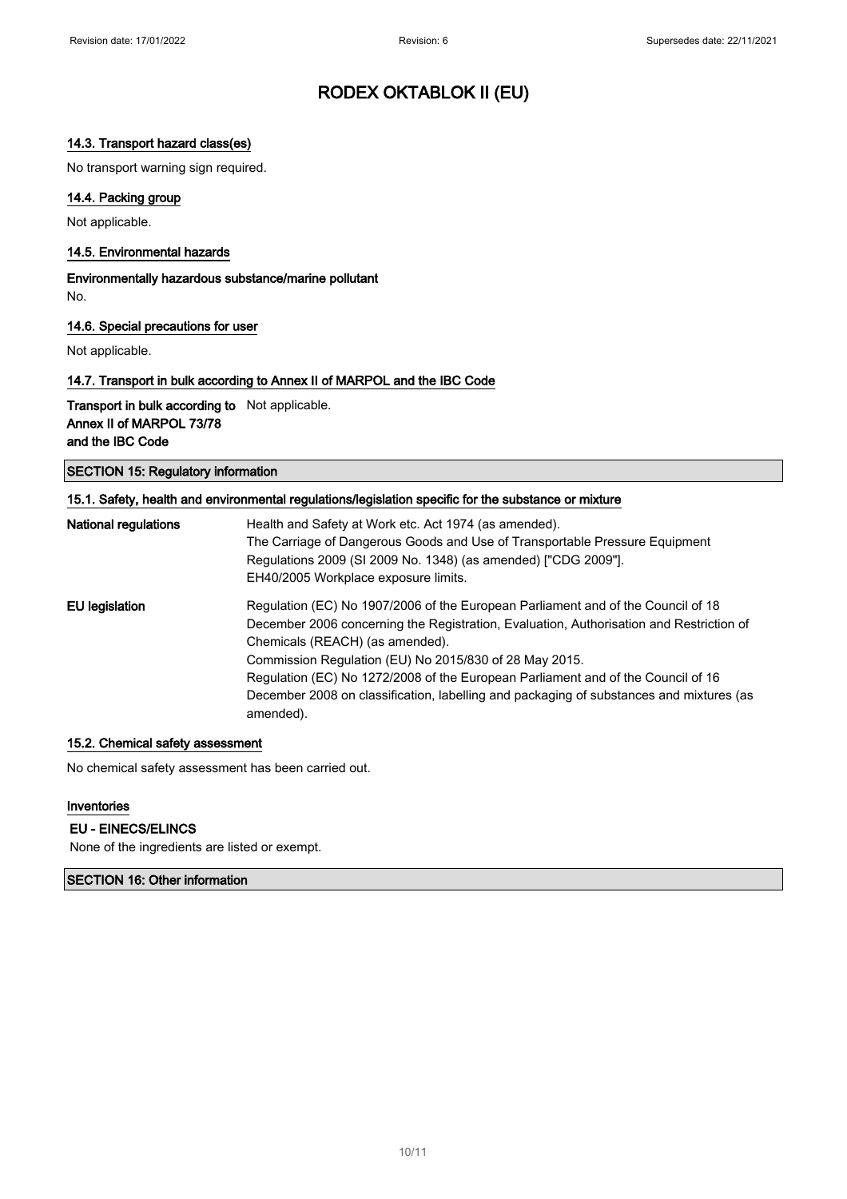### 14.3. Transport hazard class(es)

No transport warning sign required.

### 14.4. Packing group

Not applicable.

### 14.5. Environmental hazards

**Environmentally hazardous substance/marine pollutant**

No.

### 14.6. Special precautions for user

Not applicable.

### 14.7. Transport in bulk according to Annex II of MARPOL and the IBC Code

| | |
|---|---|
| **Transport in bulk according to Annex II of MARPOL 73/78 and the IBC Code** | Not applicable. |

## SECTION 15: Regulatory information

### 15.1. Safety, health and environmental regulations/legislation specific for the substance or mixture

| | |
|---|---|
| **National regulations** | Health and Safety at Work etc. Act 1974 (as amended).<br>The Carriage of Dangerous Goods and Use of Transportable Pressure Equipment Regulations 2009 (SI 2009 No. 1348) (as amended) ["CDG 2009"].<br>EH40/2005 Workplace exposure limits. |
| **EU legislation** | Regulation (EC) No 1907/2006 of the European Parliament and of the Council of 18 December 2006 concerning the Registration, Evaluation, Authorisation and Restriction of Chemicals (REACH) (as amended).<br>Commission Regulation (EU) No 2015/830 of 28 May 2015.<br>Regulation (EC) No 1272/2008 of the European Parliament and of the Council of 16 December 2008 on classification, labelling and packaging of substances and mixtures (as amended). |

### 15.2. Chemical safety assessment

No chemical safety assessment has been carried out.

### Inventories

**EU - EINECS/ELINCS**

None of the ingredients are listed or exempt.

## SECTION 16: Other information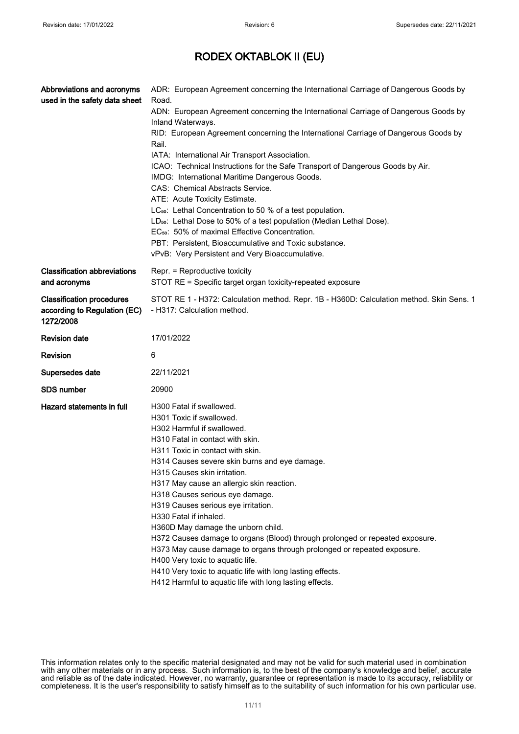# RODEX OKTABLOK II (EU)

| | |
|---|---|
| **Abbreviations and acronyms used in the safety data sheet** | ADR: European Agreement concerning the International Carriage of Dangerous Goods by Road.<br>ADN: European Agreement concerning the International Carriage of Dangerous Goods by Inland Waterways.<br>RID: European Agreement concerning the International Carriage of Dangerous Goods by Rail.<br>IATA: International Air Transport Association.<br>ICAO: Technical Instructions for the Safe Transport of Dangerous Goods by Air.<br>IMDG: International Maritime Dangerous Goods.<br>CAS: Chemical Abstracts Service.<br>ATE: Acute Toxicity Estimate.<br>$LC_{50}$: Lethal Concentration to 50 % of a test population.<br>$LD_{50}$: Lethal Dose to 50% of a test population (Median Lethal Dose).<br>$EC_{50}$: 50% of maximal Effective Concentration.<br>PBT: Persistent, Bioaccumulative and Toxic substance.<br>vPvB: Very Persistent and Very Bioaccumulative. |
| **Classification abbreviations and acronyms** | Repr. = Reproductive toxicity<br>STOT RE = Specific target organ toxicity-repeated exposure |
| **Classification procedures according to Regulation (EC) 1272/2008** | STOT RE 1 - H372: Calculation method. Repr. 1B - H360D: Calculation method. Skin Sens. 1 - H317: Calculation method. |
| **Revision date** | 17/01/2022 |
| **Revision** | 6 |
| **Supersedes date** | 22/11/2021 |
| **SDS number** | 20900 |
| **Hazard statements in full** | H300 Fatal if swallowed.<br>H301 Toxic if swallowed.<br>H302 Harmful if swallowed.<br>H310 Fatal in contact with skin.<br>H311 Toxic in contact with skin.<br>H314 Causes severe skin burns and eye damage.<br>H315 Causes skin irritation.<br>H317 May cause an allergic skin reaction.<br>H318 Causes serious eye damage.<br>H319 Causes serious eye irritation.<br>H330 Fatal if inhaled.<br>H360D May damage the unborn child.<br>H372 Causes damage to organs (Blood) through prolonged or repeated exposure.<br>H373 May cause damage to organs through prolonged or repeated exposure.<br>H400 Very toxic to aquatic life.<br>H410 Very toxic to aquatic life with long lasting effects.<br>H412 Harmful to aquatic life with long lasting effects. |

This information relates only to the specific material designated and may not be valid for such material used in combination with any other materials or in any process. Such information is, to the best of the company's knowledge and belief, accurate and reliable as of the date indicated. However, no warranty, guarantee or representation is made to its accuracy, reliability or completeness. It is the user's responsibility to satisfy himself as to the suitability of such information for his own particular use.